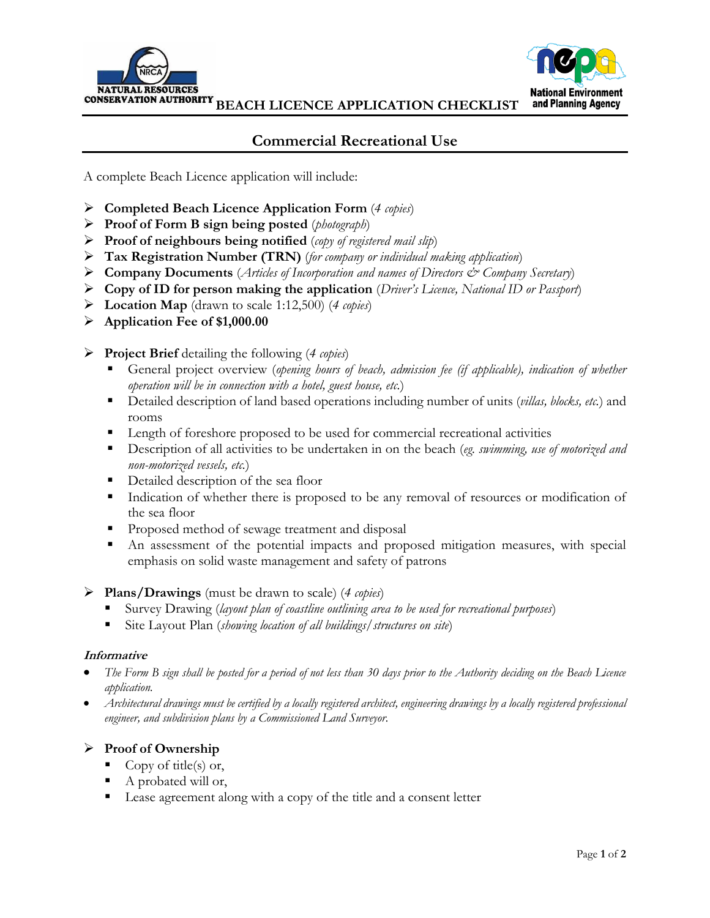NATURAL RESOURCES CONSERVATION AUTHORITY

# BEACH LICENCE APPLICATION CHECKLIST

National Environment and Planning Agency

## Commercial Recreational Use

A complete Beach Licence application will include:

- **Completed Beach Licence Application Form** (*4 copies*)
- **Proof of Form B sign being posted** (*photograph*)
- **Proof of neighbours being notified** (*copy of registered mail slip*)
- **Tax Registration Number (TRN)** (*for company or individual making application*)
- **Company Documents** (*Articles of Incorporation and names of Directors & Company Secretary*)
- **Copy of ID for person making the application** (*Driver's Licence, National ID or Passport*)
- **Location Map** (drawn to scale 1:12,500) (*4 copies*)
- **Application Fee of $1,000.00**

- **Project Brief** detailing the following (*4 copies*)
  - General project overview (*opening hours of beach, admission fee (if applicable), indication of whether operation will be in connection with a hotel, guest house, etc.*)
  - Detailed description of land based operations including number of units (*villas, blocks, etc.*) and rooms
  - Length of foreshore proposed to be used for commercial recreational activities
  - Description of all activities to be undertaken in on the beach (*eg. swimming, use of motorized and non-motorized vessels, etc.*)
  - Detailed description of the sea floor
  - Indication of whether there is proposed to be any removal of resources or modification of the sea floor
  - Proposed method of sewage treatment and disposal
  - An assessment of the potential impacts and proposed mitigation measures, with special emphasis on solid waste management and safety of patrons

- **Plans/Drawings** (must be drawn to scale) (*4 copies*)
  - Survey Drawing (*layout plan of coastline outlining area to be used for recreational purposes*)
  - Site Layout Plan (*showing location of all buildings/structures on site*)

#### *Informative*

- *The Form B sign shall be posted for a period of not less than 30 days prior to the Authority deciding on the Beach Licence application.*
- *Architectural drawings must be certified by a locally registered architect, engineering drawings by a locally registered professional engineer, and subdivision plans by a Commissioned Land Surveyor.*

- **Proof of Ownership**
  - Copy of title(s) or,
  - A probated will or,
  - Lease agreement along with a copy of the title and a consent letter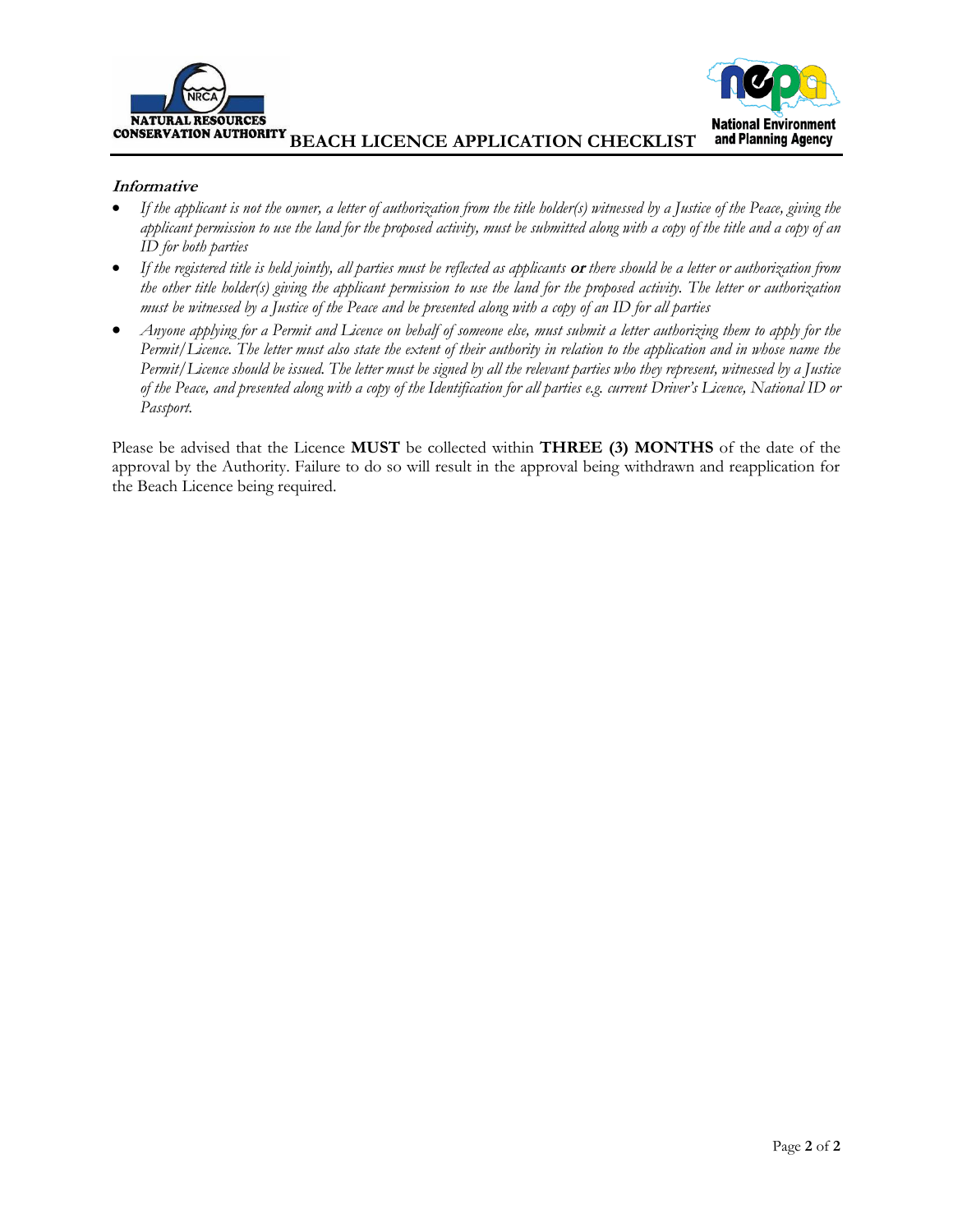### *Informative*

- *If the applicant is not the owner, a letter of authorization from the title holder(s) witnessed by a Justice of the Peace, giving the applicant permission to use the land for the proposed activity, must be submitted along with a copy of the title and a copy of an ID for both parties*
- *If the registered title is held jointly, all parties must be reflected as applicants* ***or*** *there should be a letter or authorization from the other title holder(s) giving the applicant permission to use the land for the proposed activity. The letter or authorization must be witnessed by a Justice of the Peace and be presented along with a copy of an ID for all parties*
- *Anyone applying for a Permit and Licence on behalf of someone else, must submit a letter authorizing them to apply for the Permit/Licence. The letter must also state the extent of their authority in relation to the application and in whose name the Permit/Licence should be issued. The letter must be signed by all the relevant parties who they represent, witnessed by a Justice of the Peace, and presented along with a copy of the Identification for all parties e.g. current Driver's Licence, National ID or Passport.*

Please be advised that the Licence **MUST** be collected within **THREE (3) MONTHS** of the date of the approval by the Authority. Failure to do so will result in the approval being withdrawn and reapplication for the Beach Licence being required.